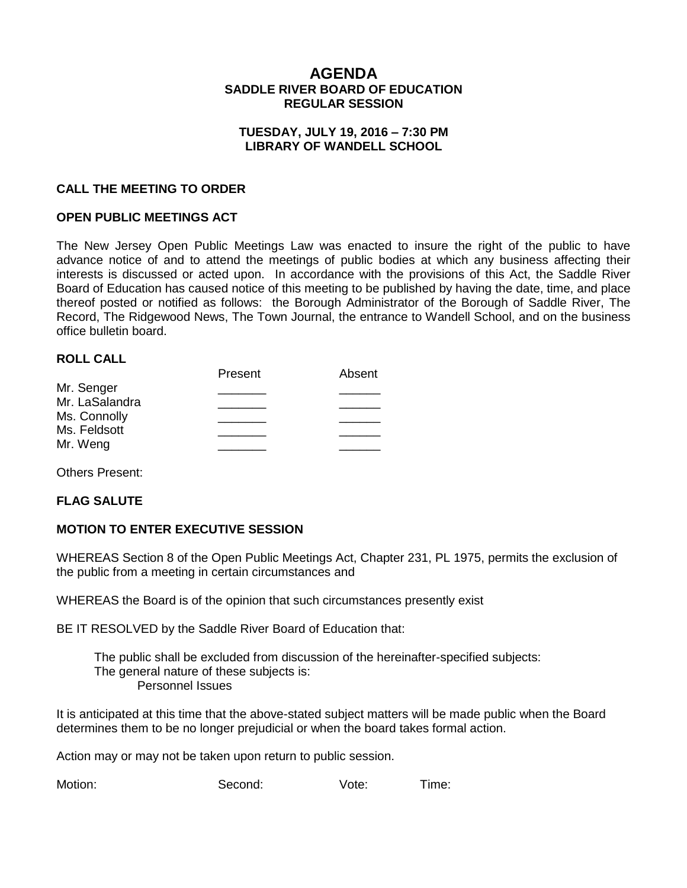# AGENDA
## SADDLE RIVER BOARD OF EDUCATION
## REGULAR SESSION

**TUESDAY, JULY 19, 2016 – 7:30 PM**
**LIBRARY OF WANDELL SCHOOL**

**CALL THE MEETING TO ORDER**

**OPEN PUBLIC MEETINGS ACT**

The New Jersey Open Public Meetings Law was enacted to insure the right of the public to have advance notice of and to attend the meetings of public bodies at which any business affecting their interests is discussed or acted upon. In accordance with the provisions of this Act, the Saddle River Board of Education has caused notice of this meeting to be published by having the date, time, and place thereof posted or notified as follows: the Borough Administrator of the Borough of Saddle River, The Record, The Ridgewood News, The Town Journal, the entrance to Wandell School, and on the business office bulletin board.

**ROLL CALL**

| | Present | Absent |
|---|---|---|
| Mr. Senger | _______ | ______ |
| Mr. LaSalandra | _______ | ______ |
| Ms. Connolly | _______ | ______ |
| Ms. Feldsott | _______ | ______ |
| Mr. Weng | _______ | ______ |

Others Present:

**FLAG SALUTE**

**MOTION TO ENTER EXECUTIVE SESSION**

WHEREAS Section 8 of the Open Public Meetings Act, Chapter 231, PL 1975, permits the exclusion of the public from a meeting in certain circumstances and

WHEREAS the Board is of the opinion that such circumstances presently exist

BE IT RESOLVED by the Saddle River Board of Education that:

The public shall be excluded from discussion of the hereinafter-specified subjects:
The general nature of these subjects is:
Personnel Issues

It is anticipated at this time that the above-stated subject matters will be made public when the Board determines them to be no longer prejudicial or when the board takes formal action.

Action may or may not be taken upon return to public session.

Motion: Second: Vote: Time: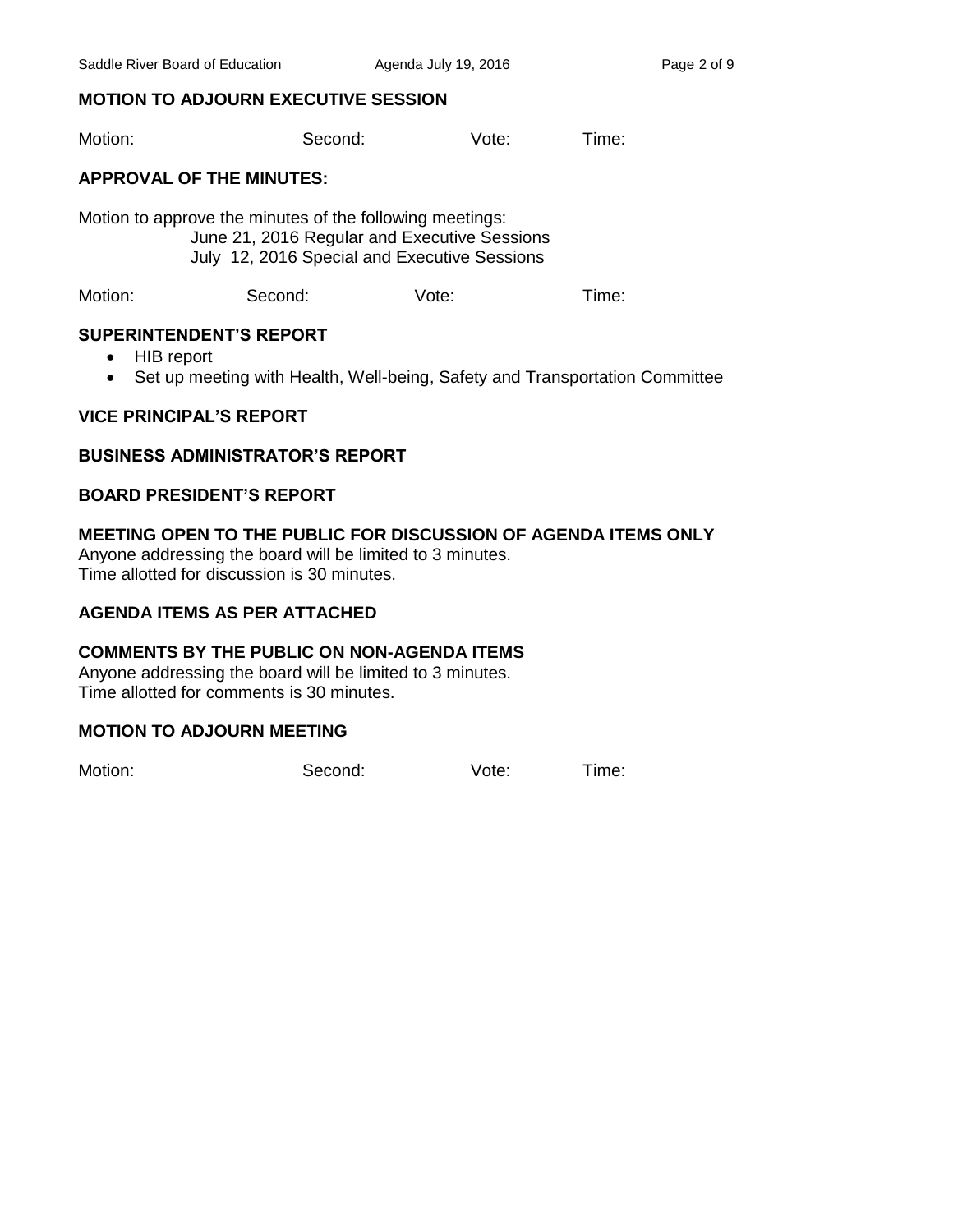**MOTION TO ADJOURN EXECUTIVE SESSION**

Motion: Second: Vote: Time:

**APPROVAL OF THE MINUTES:**

Motion to approve the minutes of the following meetings:
June 21, 2016 Regular and Executive Sessions
July 12, 2016 Special and Executive Sessions

Motion: Second: Vote: Time:

**SUPERINTENDENT'S REPORT**

- HIB report
- Set up meeting with Health, Well-being, Safety and Transportation Committee

**VICE PRINCIPAL'S REPORT**

**BUSINESS ADMINISTRATOR'S REPORT**

**BOARD PRESIDENT'S REPORT**

**MEETING OPEN TO THE PUBLIC FOR DISCUSSION OF AGENDA ITEMS ONLY**
Anyone addressing the board will be limited to 3 minutes.
Time allotted for discussion is 30 minutes.

**AGENDA ITEMS AS PER ATTACHED**

**COMMENTS BY THE PUBLIC ON NON-AGENDA ITEMS**
Anyone addressing the board will be limited to 3 minutes.
Time allotted for comments is 30 minutes.

**MOTION TO ADJOURN MEETING**

Motion: Second: Vote: Time: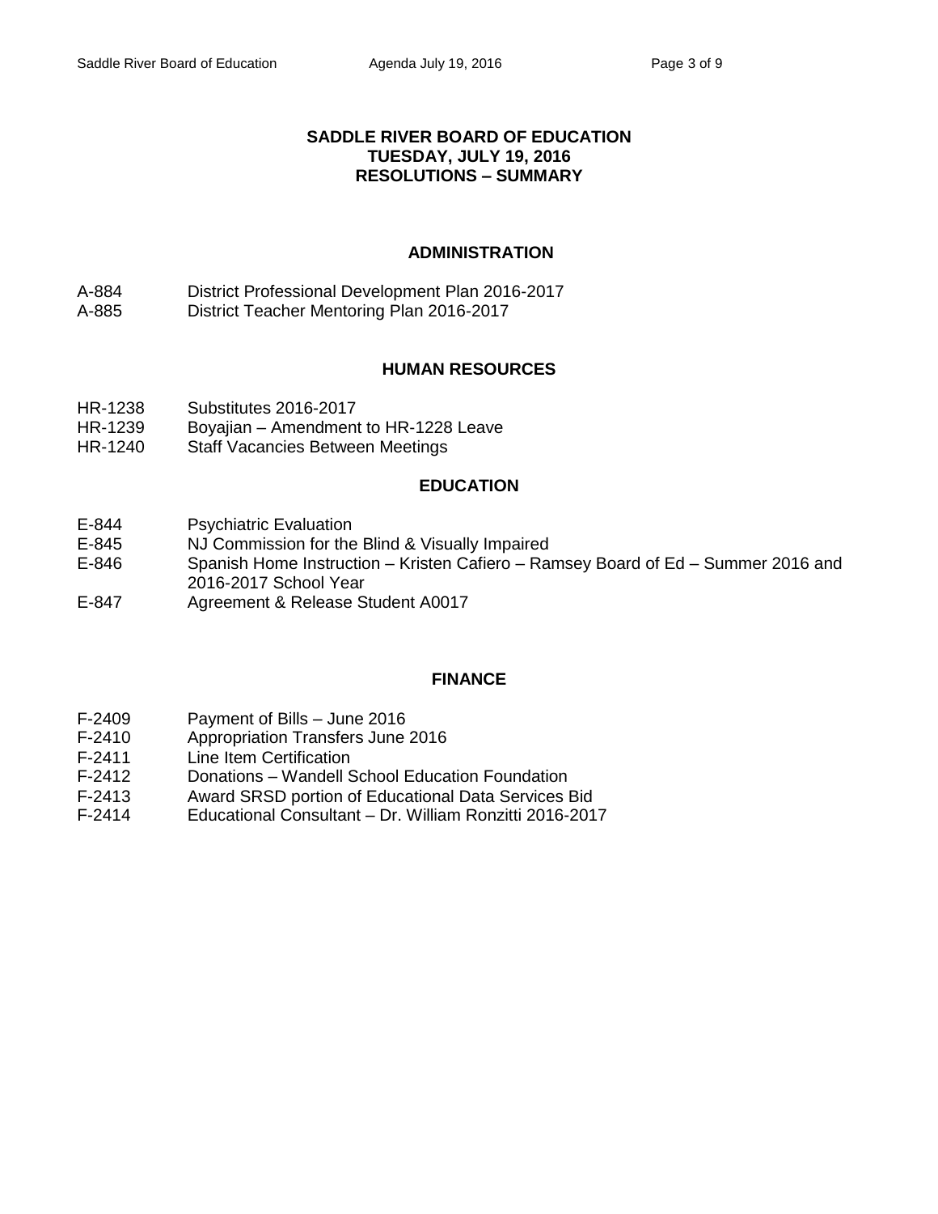# SADDLE RIVER BOARD OF EDUCATION
## TUESDAY, JULY 19, 2016
## RESOLUTIONS – SUMMARY

### ADMINISTRATION

A-884 District Professional Development Plan 2016-2017
A-885 District Teacher Mentoring Plan 2016-2017

### HUMAN RESOURCES

HR-1238 Substitutes 2016-2017
HR-1239 Boyajian – Amendment to HR-1228 Leave
HR-1240 Staff Vacancies Between Meetings

### EDUCATION

E-844 Psychiatric Evaluation
E-845 NJ Commission for the Blind & Visually Impaired
E-846 Spanish Home Instruction – Kristen Cafiero – Ramsey Board of Ed – Summer 2016 and 2016-2017 School Year
E-847 Agreement & Release Student A0017

### FINANCE

F-2409 Payment of Bills – June 2016
F-2410 Appropriation Transfers June 2016
F-2411 Line Item Certification
F-2412 Donations – Wandell School Education Foundation
F-2413 Award SRSD portion of Educational Data Services Bid
F-2414 Educational Consultant – Dr. William Ronzitti 2016-2017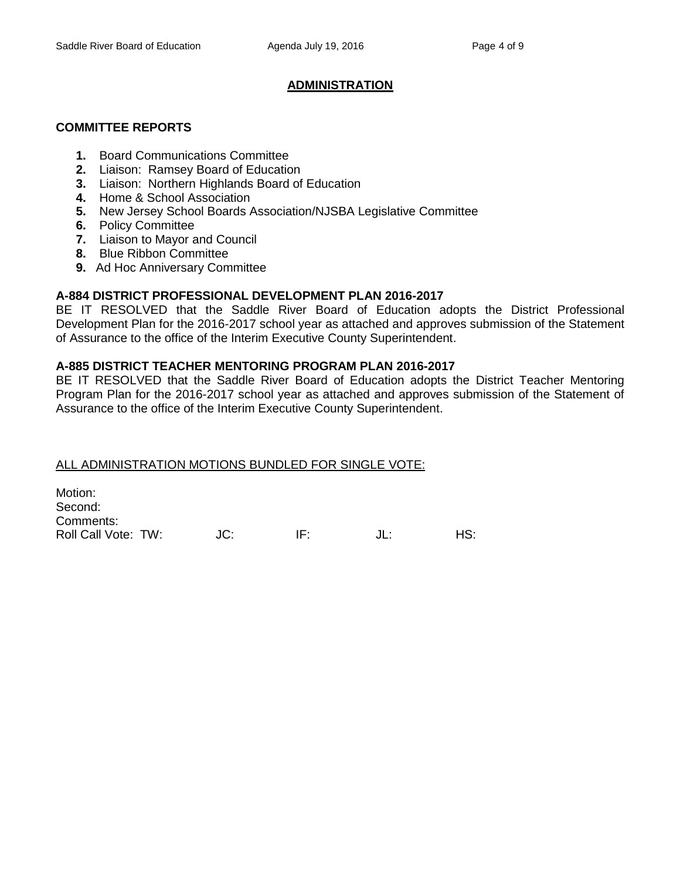## ADMINISTRATION

### COMMITTEE REPORTS

1. Board Communications Committee
2. Liaison: Ramsey Board of Education
3. Liaison: Northern Highlands Board of Education
4. Home & School Association
5. New Jersey School Boards Association/NJSBA Legislative Committee
6. Policy Committee
7. Liaison to Mayor and Council
8. Blue Ribbon Committee
9. Ad Hoc Anniversary Committee

**A-884 DISTRICT PROFESSIONAL DEVELOPMENT PLAN 2016-2017**
BE IT RESOLVED that the Saddle River Board of Education adopts the District Professional Development Plan for the 2016-2017 school year as attached and approves submission of the Statement of Assurance to the office of the Interim Executive County Superintendent.

**A-885 DISTRICT TEACHER MENTORING PROGRAM PLAN 2016-2017**
BE IT RESOLVED that the Saddle River Board of Education adopts the District Teacher Mentoring Program Plan for the 2016-2017 school year as attached and approves submission of the Statement of Assurance to the office of the Interim Executive County Superintendent.

<u>ALL ADMINISTRATION MOTIONS BUNDLED FOR SINGLE VOTE:</u>

Motion:
Second:
Comments:
Roll Call Vote: TW: JC: IF: JL: HS: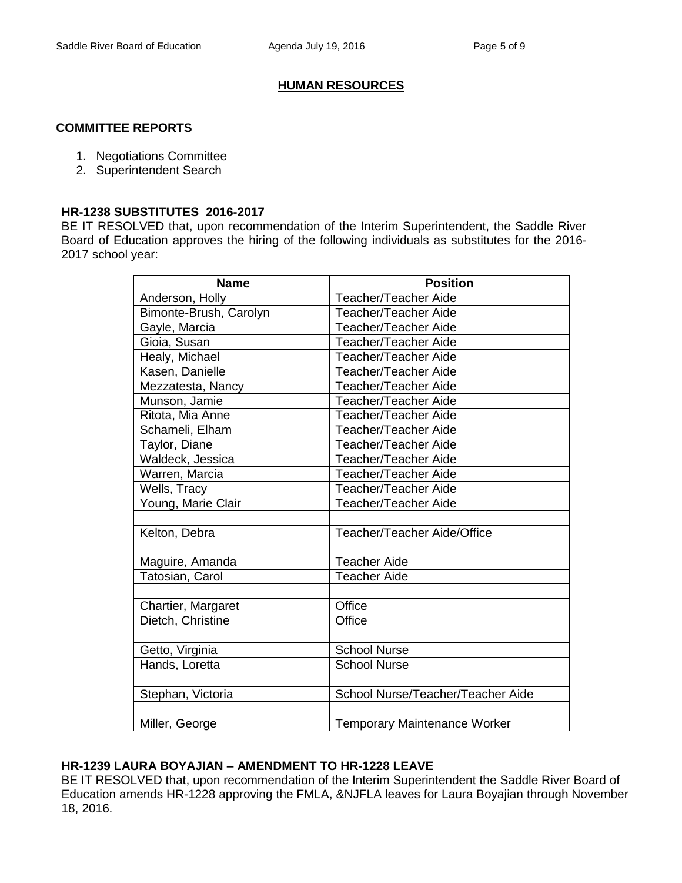## HUMAN RESOURCES

### COMMITTEE REPORTS

1. Negotiations Committee
2. Superintendent Search

### HR-1238 SUBSTITUTES 2016-2017

BE IT RESOLVED that, upon recommendation of the Interim Superintendent, the Saddle River Board of Education approves the hiring of the following individuals as substitutes for the 2016-2017 school year:

| Name | Position |
|---|---|
| Anderson, Holly | Teacher/Teacher Aide |
| Bimonte-Brush, Carolyn | Teacher/Teacher Aide |
| Gayle, Marcia | Teacher/Teacher Aide |
| Gioia, Susan | Teacher/Teacher Aide |
| Healy, Michael | Teacher/Teacher Aide |
| Kasen, Danielle | Teacher/Teacher Aide |
| Mezzatesta, Nancy | Teacher/Teacher Aide |
| Munson, Jamie | Teacher/Teacher Aide |
| Ritota, Mia Anne | Teacher/Teacher Aide |
| Schameli, Elham | Teacher/Teacher Aide |
| Taylor, Diane | Teacher/Teacher Aide |
| Waldeck, Jessica | Teacher/Teacher Aide |
| Warren, Marcia | Teacher/Teacher Aide |
| Wells, Tracy | Teacher/Teacher Aide |
| Young, Marie Clair | Teacher/Teacher Aide |
| | |
| Kelton, Debra | Teacher/Teacher Aide/Office |
| | |
| Maguire, Amanda | Teacher Aide |
| Tatosian, Carol | Teacher Aide |
| | |
| Chartier, Margaret | Office |
| Dietch, Christine | Office |
| | |
| Getto, Virginia | School Nurse |
| Hands, Loretta | School Nurse |
| | |
| Stephan, Victoria | School Nurse/Teacher/Teacher Aide |
| | |
| Miller, George | Temporary Maintenance Worker |

### HR-1239 LAURA BOYAJIAN – AMENDMENT TO HR-1228 LEAVE

BE IT RESOLVED that, upon recommendation of the Interim Superintendent the Saddle River Board of Education amends HR-1228 approving the FMLA, &NJFLA leaves for Laura Boyajian through November 18, 2016.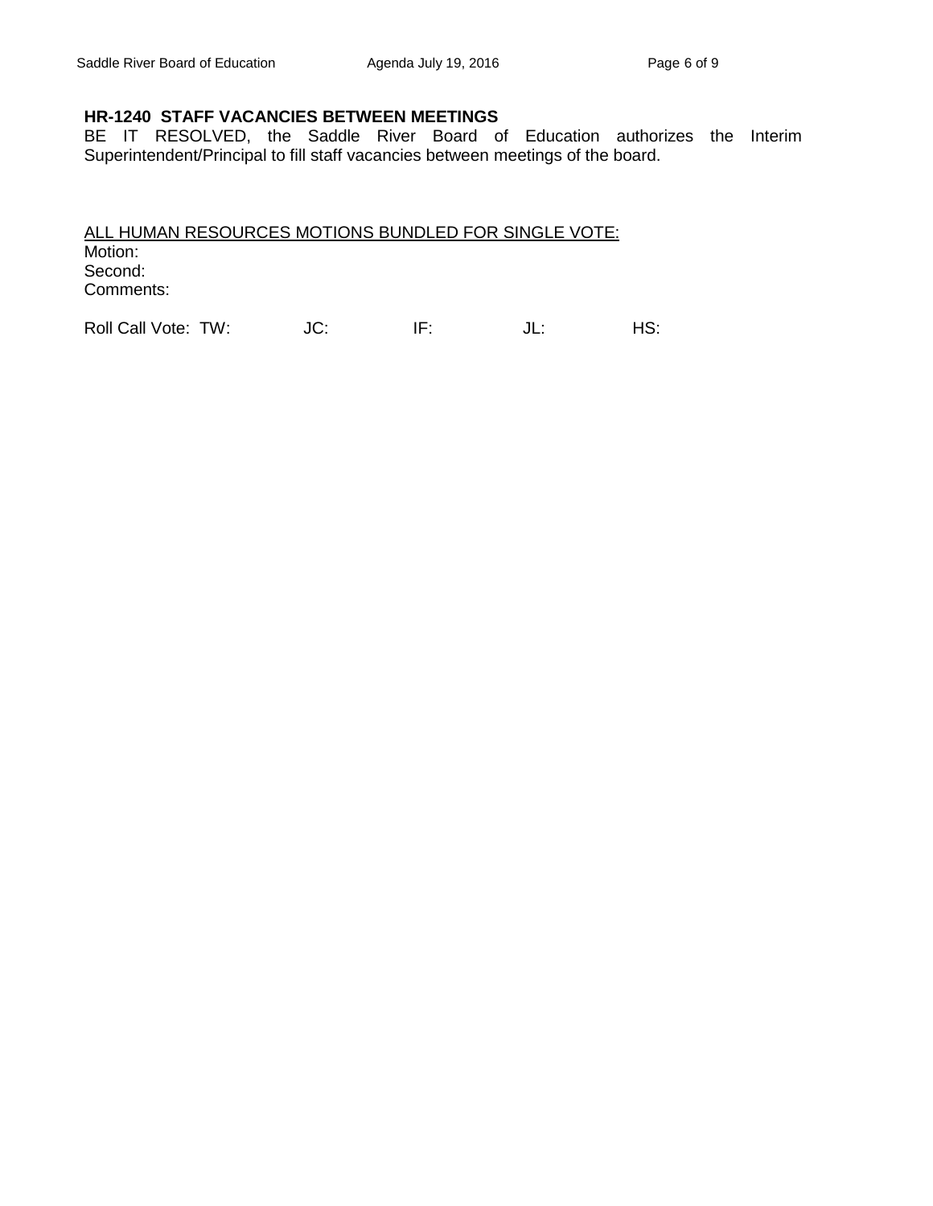**HR-1240 STAFF VACANCIES BETWEEN MEETINGS**
BE IT RESOLVED, the Saddle River Board of Education authorizes the Interim Superintendent/Principal to fill staff vacancies between meetings of the board.

<u>ALL HUMAN RESOURCES MOTIONS BUNDLED FOR SINGLE VOTE:</u>
Motion:
Second:
Comments:

Roll Call Vote: TW: JC: IF: JL: HS: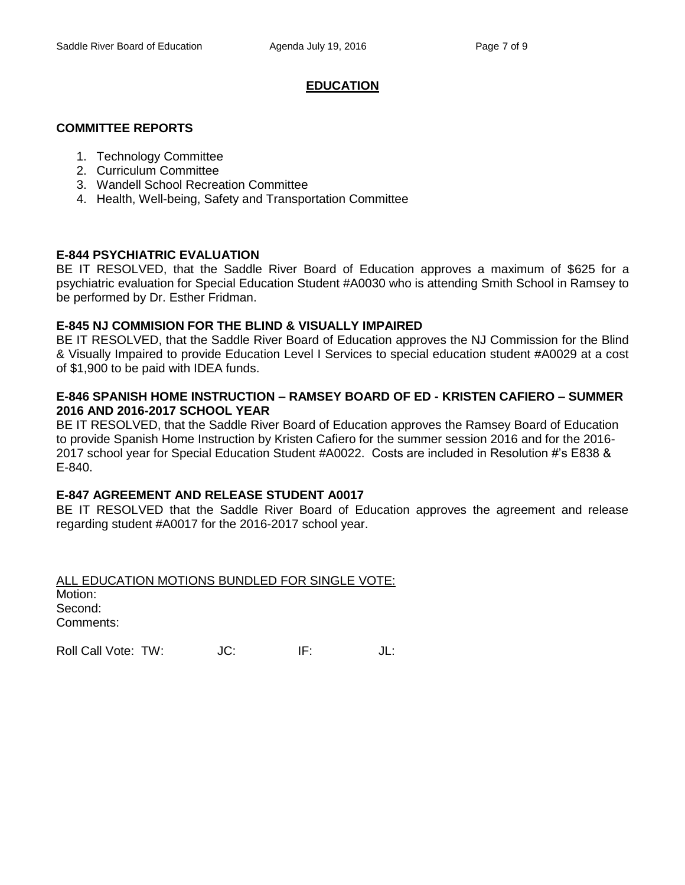## EDUCATION

### COMMITTEE REPORTS

1. Technology Committee
2. Curriculum Committee
3. Wandell School Recreation Committee
4. Health, Well-being, Safety and Transportation Committee

### E-844 PSYCHIATRIC EVALUATION

BE IT RESOLVED, that the Saddle River Board of Education approves a maximum of $625 for a psychiatric evaluation for Special Education Student #A0030 who is attending Smith School in Ramsey to be performed by Dr. Esther Fridman.

### E-845 NJ COMMISION FOR THE BLIND & VISUALLY IMPAIRED

BE IT RESOLVED, that the Saddle River Board of Education approves the NJ Commission for the Blind & Visually Impaired to provide Education Level I Services to special education student #A0029 at a cost of $1,900 to be paid with IDEA funds.

### E-846 SPANISH HOME INSTRUCTION – RAMSEY BOARD OF ED - KRISTEN CAFIERO – SUMMER 2016 AND 2016-2017 SCHOOL YEAR

BE IT RESOLVED, that the Saddle River Board of Education approves the Ramsey Board of Education to provide Spanish Home Instruction by Kristen Cafiero for the summer session 2016 and for the 2016-2017 school year for Special Education Student #A0022. Costs are included in Resolution #'s E838 & E-840.

### E-847 AGREEMENT AND RELEASE STUDENT A0017

BE IT RESOLVED that the Saddle River Board of Education approves the agreement and release regarding student #A0017 for the 2016-2017 school year.

ALL EDUCATION MOTIONS BUNDLED FOR SINGLE VOTE:

Motion:
Second:
Comments:

Roll Call Vote: TW: JC: IF: JL: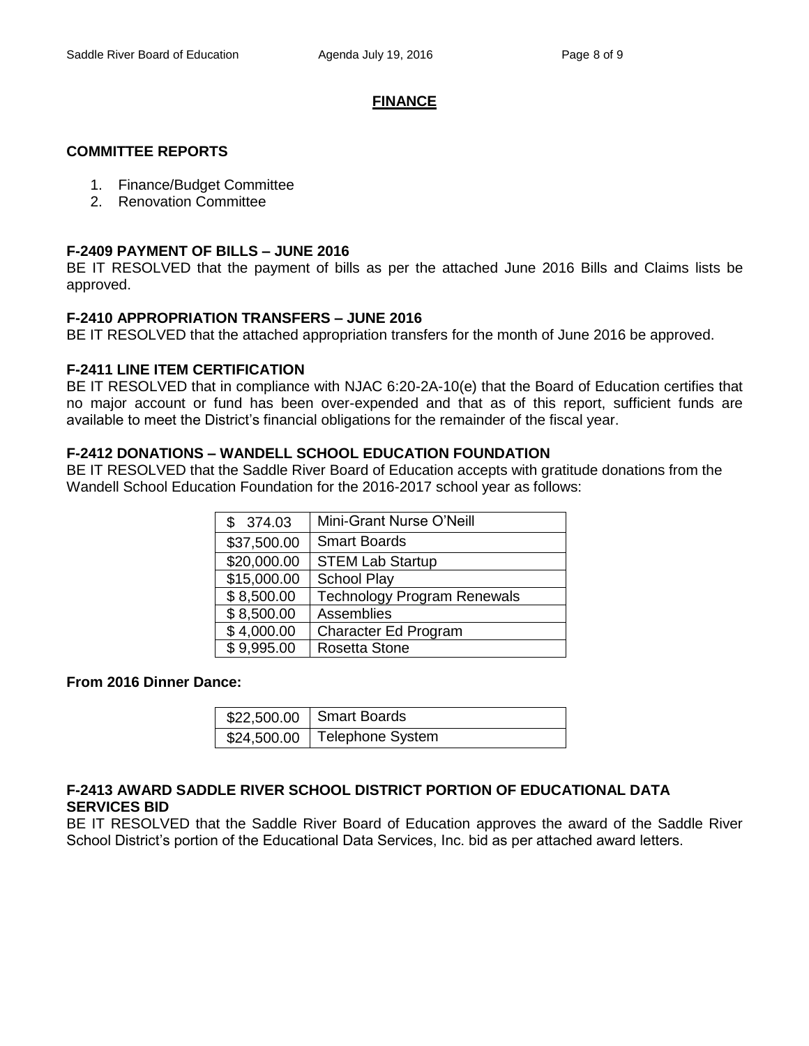## FINANCE

### COMMITTEE REPORTS

1. Finance/Budget Committee
2. Renovation Committee

### F-2409 PAYMENT OF BILLS – JUNE 2016

BE IT RESOLVED that the payment of bills as per the attached June 2016 Bills and Claims lists be approved.

### F-2410 APPROPRIATION TRANSFERS – JUNE 2016

BE IT RESOLVED that the attached appropriation transfers for the month of June 2016 be approved.

### F-2411 LINE ITEM CERTIFICATION

BE IT RESOLVED that in compliance with NJAC 6:20-2A-10(e) that the Board of Education certifies that no major account or fund has been over-expended and that as of this report, sufficient funds are available to meet the District's financial obligations for the remainder of the fiscal year.

### F-2412 DONATIONS – WANDELL SCHOOL EDUCATION FOUNDATION

BE IT RESOLVED that the Saddle River Board of Education accepts with gratitude donations from the Wandell School Education Foundation for the 2016-2017 school year as follows:

| Amount | Item |
|---|---|
| $ 374.03 | Mini-Grant Nurse O'Neill |
| $37,500.00 | Smart Boards |
| $20,000.00 | STEM Lab Startup |
| $15,000.00 | School Play |
| $ 8,500.00 | Technology Program Renewals |
| $ 8,500.00 | Assemblies |
| $ 4,000.00 | Character Ed Program |
| $ 9,995.00 | Rosetta Stone |

**From 2016 Dinner Dance:**

| Amount | Item |
|---|---|
| $22,500.00 | Smart Boards |
| $24,500.00 | Telephone System |

### F-2413 AWARD SADDLE RIVER SCHOOL DISTRICT PORTION OF EDUCATIONAL DATA SERVICES BID

BE IT RESOLVED that the Saddle River Board of Education approves the award of the Saddle River School District's portion of the Educational Data Services, Inc. bid as per attached award letters.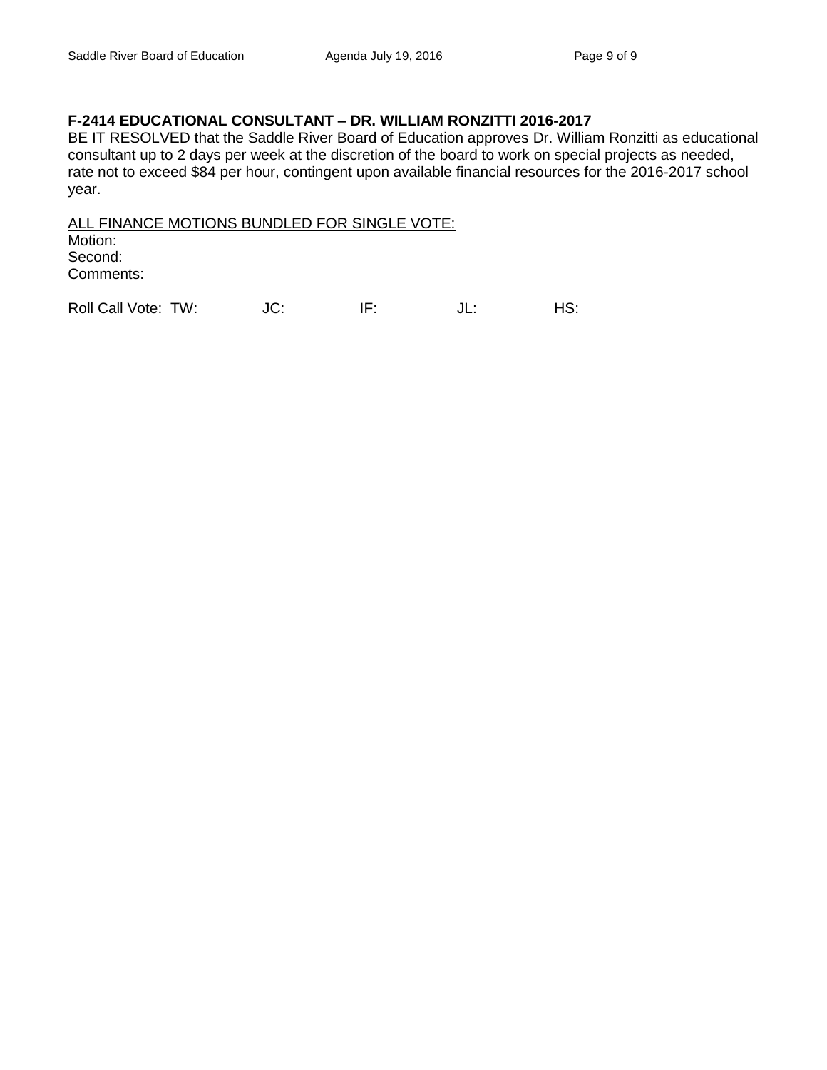**F-2414 EDUCATIONAL CONSULTANT – DR. WILLIAM RONZITTI 2016-2017**
BE IT RESOLVED that the Saddle River Board of Education approves Dr. William Ronzitti as educational consultant up to 2 days per week at the discretion of the board to work on special projects as needed, rate not to exceed $84 per hour, contingent upon available financial resources for the 2016-2017 school year.

<u>ALL FINANCE MOTIONS BUNDLED FOR SINGLE VOTE:</u>
Motion:
Second:
Comments:

Roll Call Vote: TW: JC: IF: JL: HS: